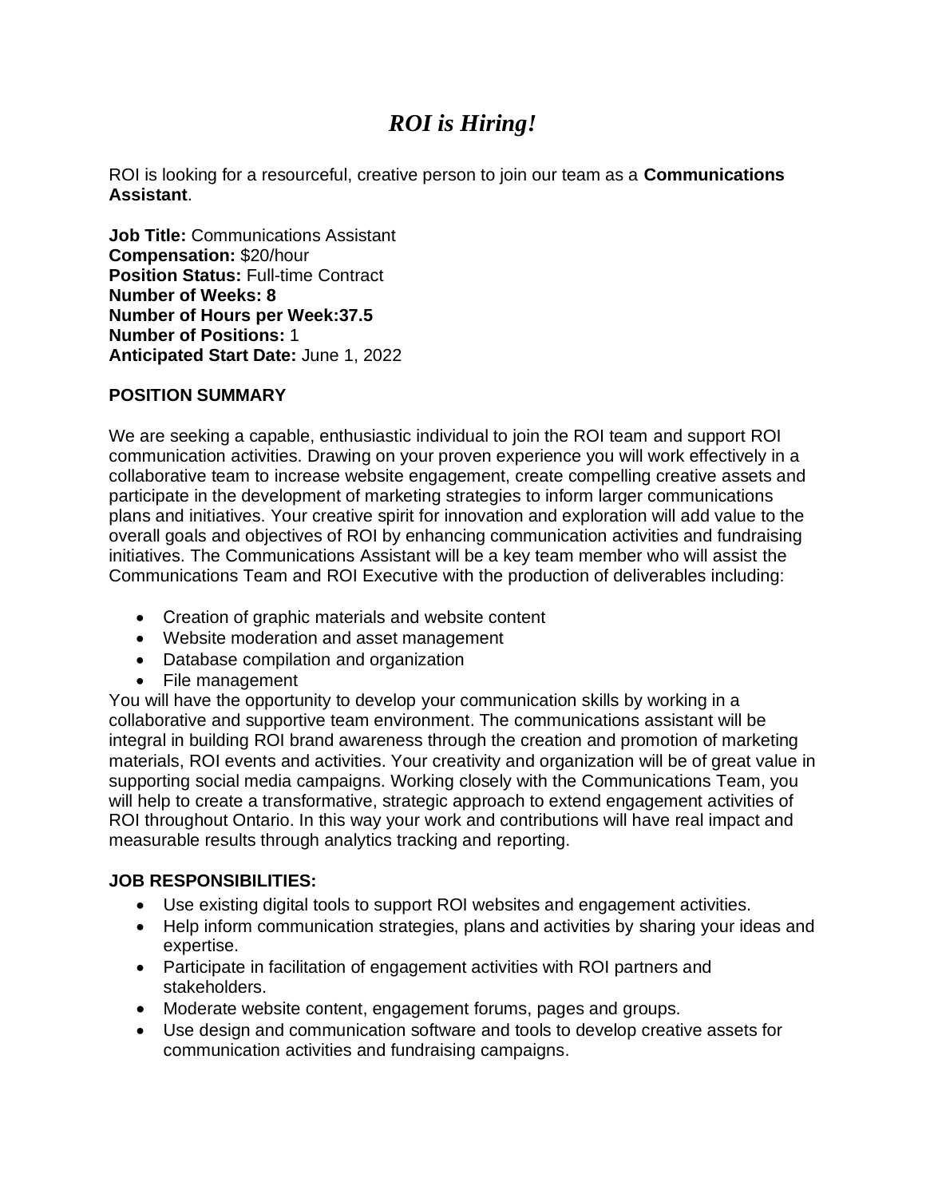# *ROI is Hiring!*

ROI is looking for a resourceful, creative person to join our team as a **Communications Assistant**.

**Job Title:** Communications Assistant
**Compensation:** $20/hour
**Position Status:** Full-time Contract
**Number of Weeks: 8**
**Number of Hours per Week:37.5**
**Number of Positions:** 1
**Anticipated Start Date:** June 1, 2022

**POSITION SUMMARY**

We are seeking a capable, enthusiastic individual to join the ROI team and support ROI communication activities. Drawing on your proven experience you will work effectively in a collaborative team to increase website engagement, create compelling creative assets and participate in the development of marketing strategies to inform larger communications plans and initiatives. Your creative spirit for innovation and exploration will add value to the overall goals and objectives of ROI by enhancing communication activities and fundraising initiatives. The Communications Assistant will be a key team member who will assist the Communications Team and ROI Executive with the production of deliverables including:

- Creation of graphic materials and website content
- Website moderation and asset management
- Database compilation and organization
- File management

You will have the opportunity to develop your communication skills by working in a collaborative and supportive team environment. The communications assistant will be integral in building ROI brand awareness through the creation and promotion of marketing materials, ROI events and activities. Your creativity and organization will be of great value in supporting social media campaigns. Working closely with the Communications Team, you will help to create a transformative, strategic approach to extend engagement activities of ROI throughout Ontario. In this way your work and contributions will have real impact and measurable results through analytics tracking and reporting.

**JOB RESPONSIBILITIES:**

- Use existing digital tools to support ROI websites and engagement activities.
- Help inform communication strategies, plans and activities by sharing your ideas and expertise.
- Participate in facilitation of engagement activities with ROI partners and stakeholders.
- Moderate website content, engagement forums, pages and groups.
- Use design and communication software and tools to develop creative assets for communication activities and fundraising campaigns.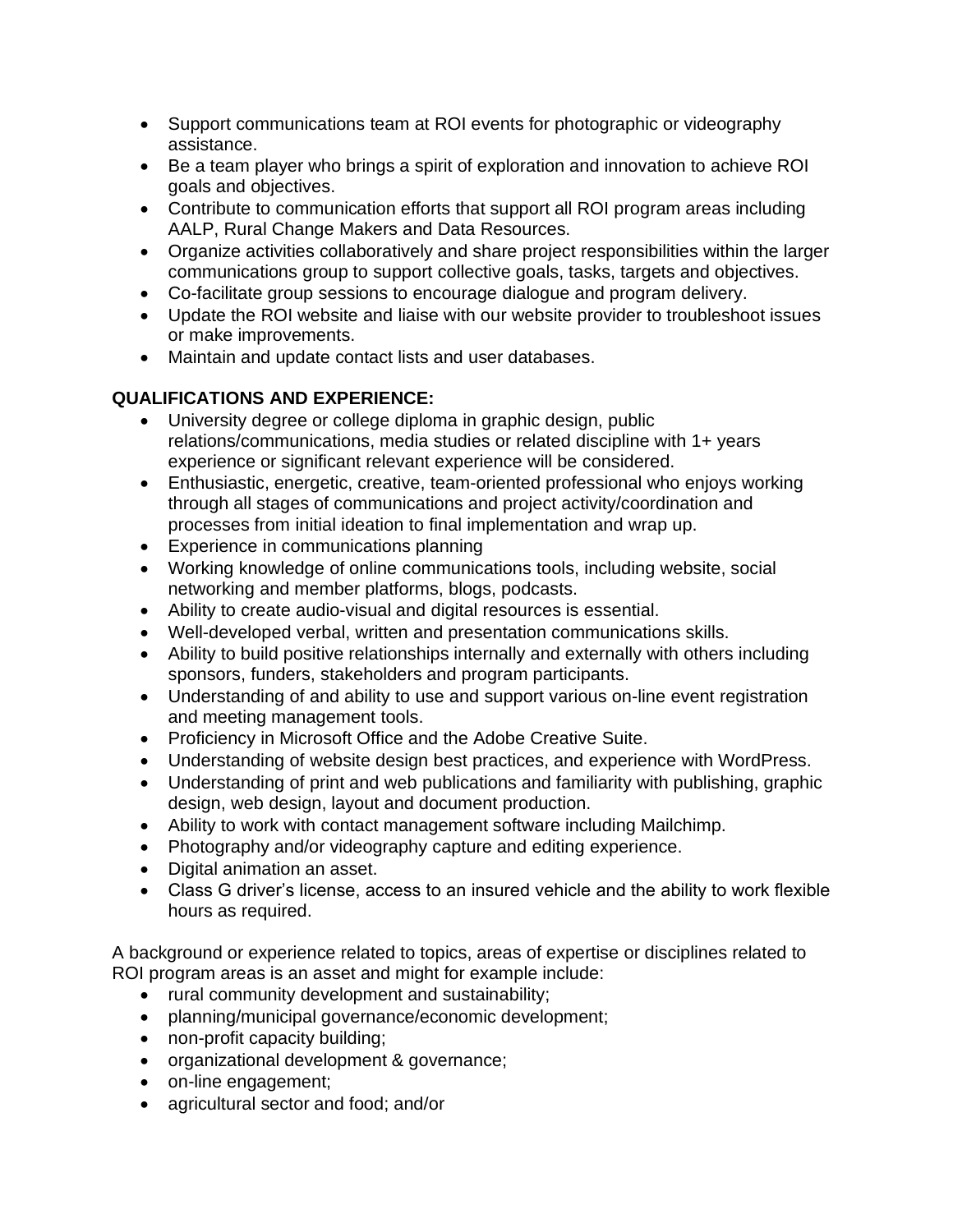- Support communications team at ROI events for photographic or videography assistance.
- Be a team player who brings a spirit of exploration and innovation to achieve ROI goals and objectives.
- Contribute to communication efforts that support all ROI program areas including AALP, Rural Change Makers and Data Resources.
- Organize activities collaboratively and share project responsibilities within the larger communications group to support collective goals, tasks, targets and objectives.
- Co-facilitate group sessions to encourage dialogue and program delivery.
- Update the ROI website and liaise with our website provider to troubleshoot issues or make improvements.
- Maintain and update contact lists and user databases.

**QUALIFICATIONS AND EXPERIENCE:**

- University degree or college diploma in graphic design, public relations/communications, media studies or related discipline with 1+ years experience or significant relevant experience will be considered.
- Enthusiastic, energetic, creative, team-oriented professional who enjoys working through all stages of communications and project activity/coordination and processes from initial ideation to final implementation and wrap up.
- Experience in communications planning
- Working knowledge of online communications tools, including website, social networking and member platforms, blogs, podcasts.
- Ability to create audio-visual and digital resources is essential.
- Well-developed verbal, written and presentation communications skills.
- Ability to build positive relationships internally and externally with others including sponsors, funders, stakeholders and program participants.
- Understanding of and ability to use and support various on-line event registration and meeting management tools.
- Proficiency in Microsoft Office and the Adobe Creative Suite.
- Understanding of website design best practices, and experience with WordPress.
- Understanding of print and web publications and familiarity with publishing, graphic design, web design, layout and document production.
- Ability to work with contact management software including Mailchimp.
- Photography and/or videography capture and editing experience.
- Digital animation an asset.
- Class G driver's license, access to an insured vehicle and the ability to work flexible hours as required.

A background or experience related to topics, areas of expertise or disciplines related to ROI program areas is an asset and might for example include:

- rural community development and sustainability;
- planning/municipal governance/economic development;
- non-profit capacity building;
- organizational development & governance;
- on-line engagement;
- agricultural sector and food; and/or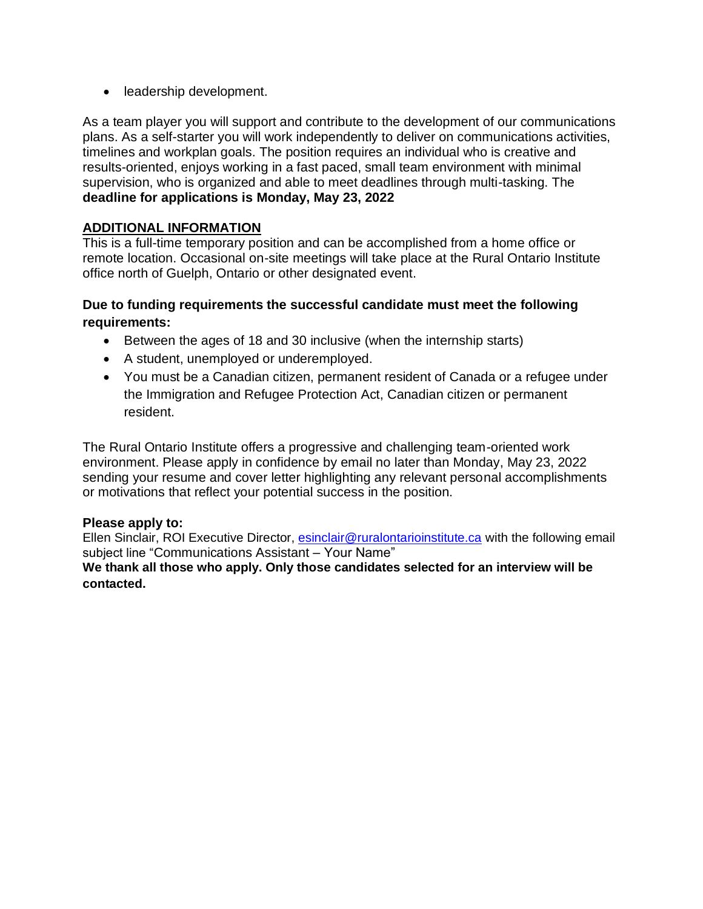- leadership development.

As a team player you will support and contribute to the development of our communications plans. As a self-starter you will work independently to deliver on communications activities, timelines and workplan goals. The position requires an individual who is creative and results-oriented, enjoys working in a fast paced, small team environment with minimal supervision, who is organized and able to meet deadlines through multi-tasking. The **deadline for applications is Monday, May 23, 2022**

## ADDITIONAL INFORMATION

This is a full-time temporary position and can be accomplished from a home office or remote location. Occasional on-site meetings will take place at the Rural Ontario Institute office north of Guelph, Ontario or other designated event.

**Due to funding requirements the successful candidate must meet the following requirements:**

- Between the ages of 18 and 30 inclusive (when the internship starts)
- A student, unemployed or underemployed.
- You must be a Canadian citizen, permanent resident of Canada or a refugee under the Immigration and Refugee Protection Act, Canadian citizen or permanent resident.

The Rural Ontario Institute offers a progressive and challenging team-oriented work environment. Please apply in confidence by email no later than Monday, May 23, 2022 sending your resume and cover letter highlighting any relevant personal accomplishments or motivations that reflect your potential success in the position.

**Please apply to:**
Ellen Sinclair, ROI Executive Director, esinclair@ruralontarioinstitute.ca with the following email subject line "Communications Assistant – Your Name"
**We thank all those who apply. Only those candidates selected for an interview will be contacted.**